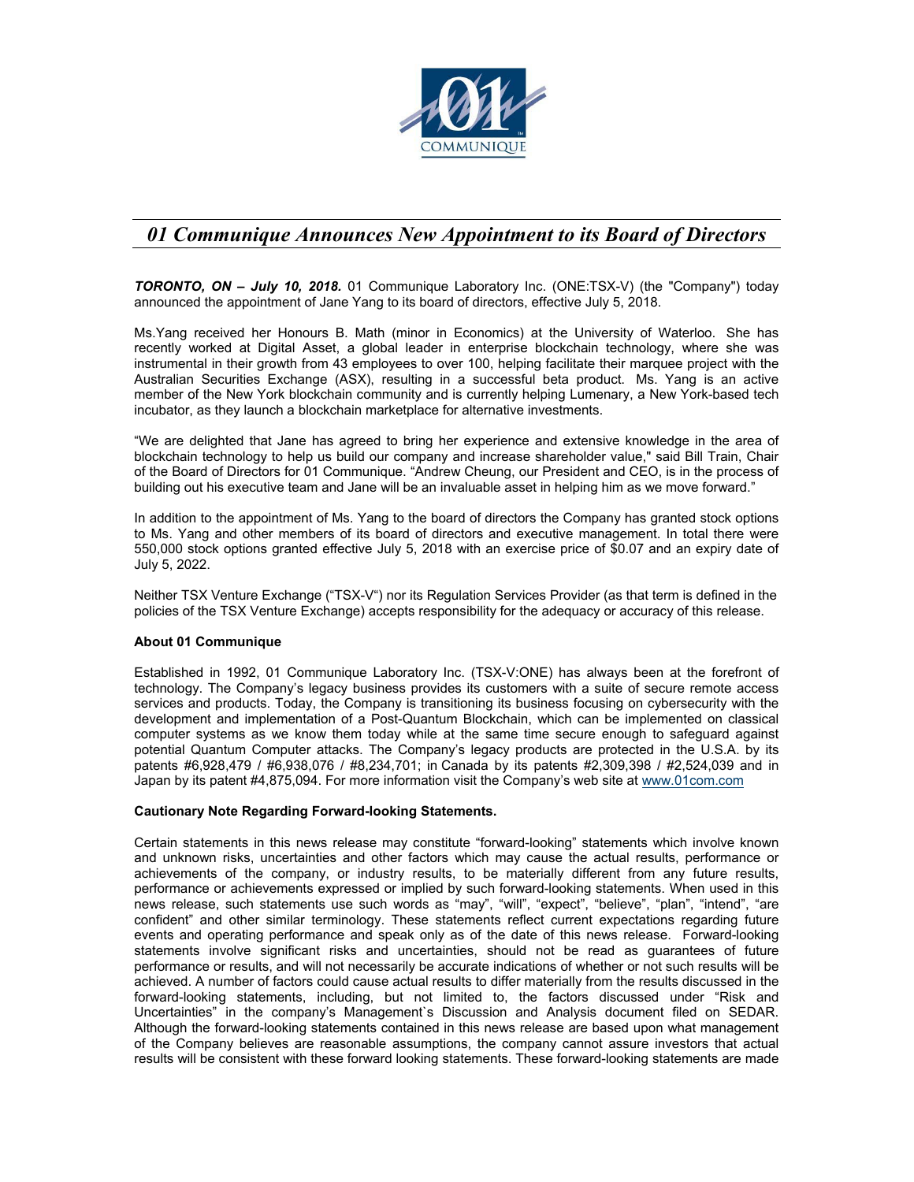# *01 Communique Announces New Appointment to its Board of Directors*

***TORONTO, ON – July 10, 2018.*** 01 Communique Laboratory Inc. (ONE:TSX-V) (the "Company") today announced the appointment of Jane Yang to its board of directors, effective July 5, 2018.

Ms.Yang received her Honours B. Math (minor in Economics) at the University of Waterloo. She has recently worked at Digital Asset, a global leader in enterprise blockchain technology, where she was instrumental in their growth from 43 employees to over 100, helping facilitate their marquee project with the Australian Securities Exchange (ASX), resulting in a successful beta product. Ms. Yang is an active member of the New York blockchain community and is currently helping Lumenary, a New York-based tech incubator, as they launch a blockchain marketplace for alternative investments.

"We are delighted that Jane has agreed to bring her experience and extensive knowledge in the area of blockchain technology to help us build our company and increase shareholder value," said Bill Train, Chair of the Board of Directors for 01 Communique. "Andrew Cheung, our President and CEO, is in the process of building out his executive team and Jane will be an invaluable asset in helping him as we move forward."

In addition to the appointment of Ms. Yang to the board of directors the Company has granted stock options to Ms. Yang and other members of its board of directors and executive management. In total there were 550,000 stock options granted effective July 5, 2018 with an exercise price of $0.07 and an expiry date of July 5, 2022.

Neither TSX Venture Exchange ("TSX-V") nor its Regulation Services Provider (as that term is defined in the policies of the TSX Venture Exchange) accepts responsibility for the adequacy or accuracy of this release.

**About 01 Communique**

Established in 1992, 01 Communique Laboratory Inc. (TSX-V:ONE) has always been at the forefront of technology. The Company's legacy business provides its customers with a suite of secure remote access services and products. Today, the Company is transitioning its business focusing on cybersecurity with the development and implementation of a Post-Quantum Blockchain, which can be implemented on classical computer systems as we know them today while at the same time secure enough to safeguard against potential Quantum Computer attacks. The Company's legacy products are protected in the U.S.A. by its patents #6,928,479 / #6,938,076 / #8,234,701; in Canada by its patents #2,309,398 / #2,524,039 and in Japan by its patent #4,875,094. For more information visit the Company's web site at www.01com.com

**Cautionary Note Regarding Forward-looking Statements.**

Certain statements in this news release may constitute "forward-looking" statements which involve known and unknown risks, uncertainties and other factors which may cause the actual results, performance or achievements of the company, or industry results, to be materially different from any future results, performance or achievements expressed or implied by such forward-looking statements. When used in this news release, such statements use such words as "may", "will", "expect", "believe", "plan", "intend", "are confident" and other similar terminology. These statements reflect current expectations regarding future events and operating performance and speak only as of the date of this news release. Forward-looking statements involve significant risks and uncertainties, should not be read as guarantees of future performance or results, and will not necessarily be accurate indications of whether or not such results will be achieved. A number of factors could cause actual results to differ materially from the results discussed in the forward-looking statements, including, but not limited to, the factors discussed under "Risk and Uncertainties" in the company's Management`s Discussion and Analysis document filed on SEDAR. Although the forward-looking statements contained in this news release are based upon what management of the Company believes are reasonable assumptions, the company cannot assure investors that actual results will be consistent with these forward looking statements. These forward-looking statements are made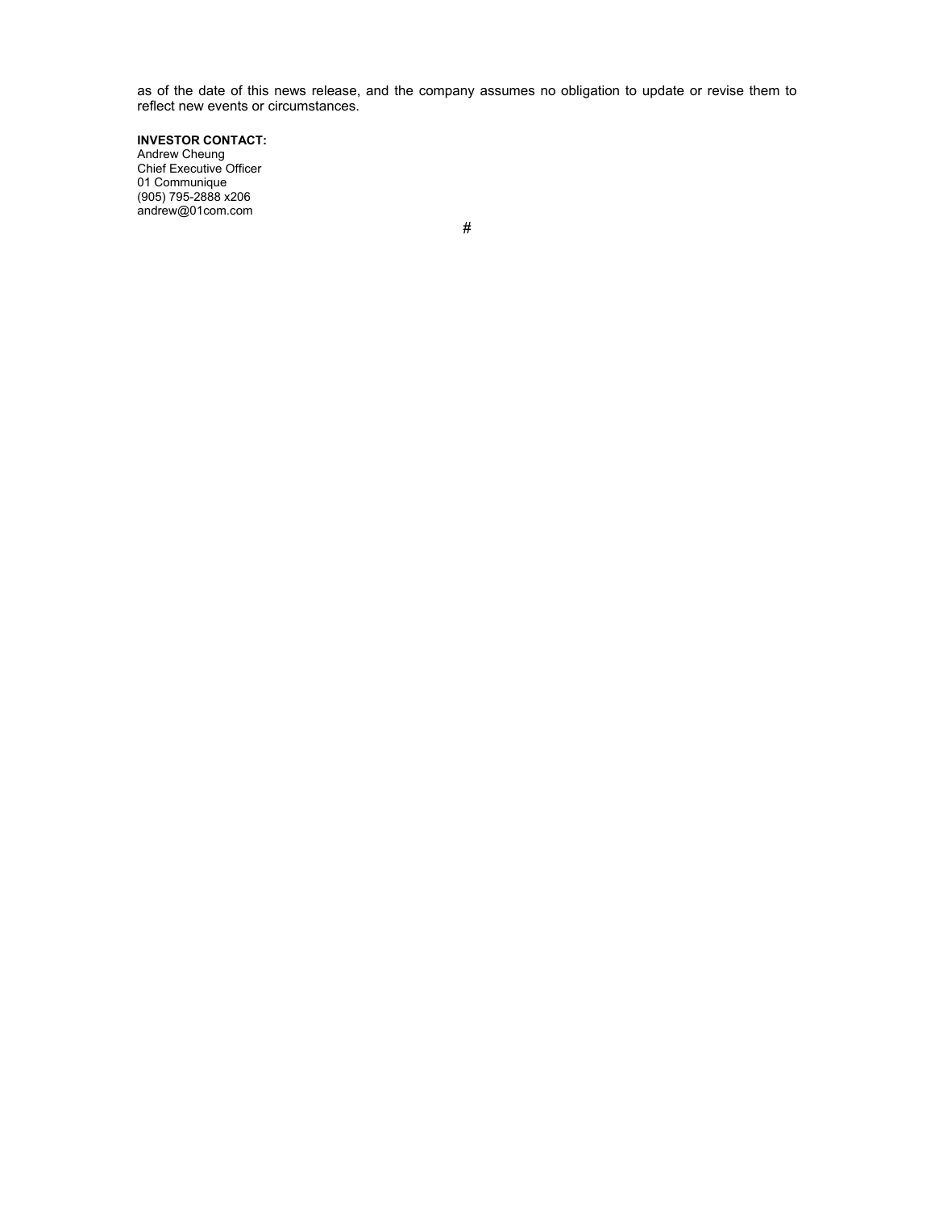as of the date of this news release, and the company assumes no obligation to update or revise them to reflect new events or circumstances.

**INVESTOR CONTACT:**
Andrew Cheung
Chief Executive Officer
01 Communique
(905) 795-2888 x206
andrew@01com.com

#